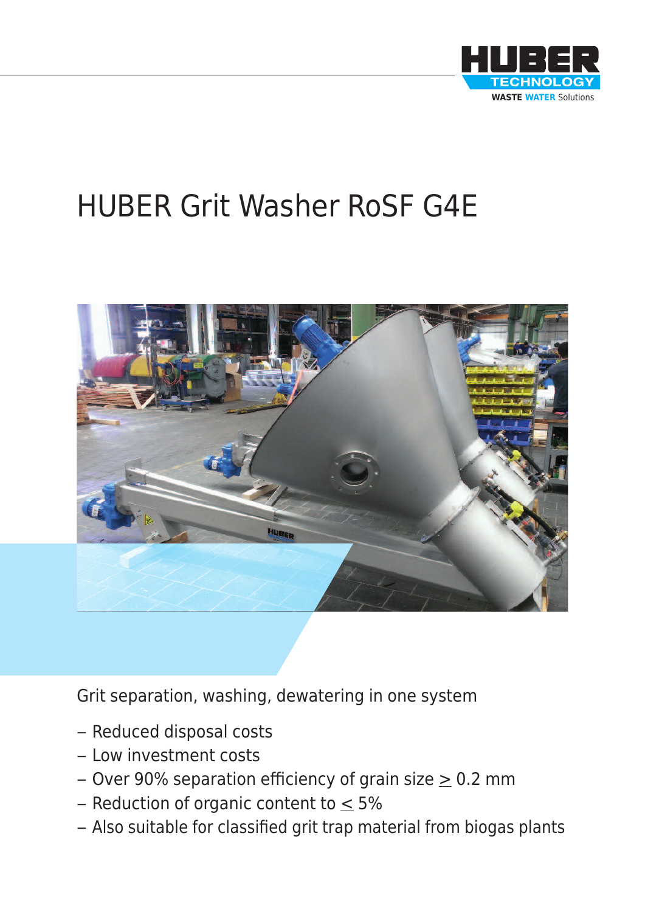HUBER TECHNOLOGY
WASTE WATER Solutions

# HUBER Grit Washer RoSF G4E

Grit separation, washing, dewatering in one system

- Reduced disposal costs
- Low investment costs
- Over 90% separation efficiency of grain size $\geq$ 0.2 mm
- Reduction of organic content to $\leq$ 5%
- Also suitable for classified grit trap material from biogas plants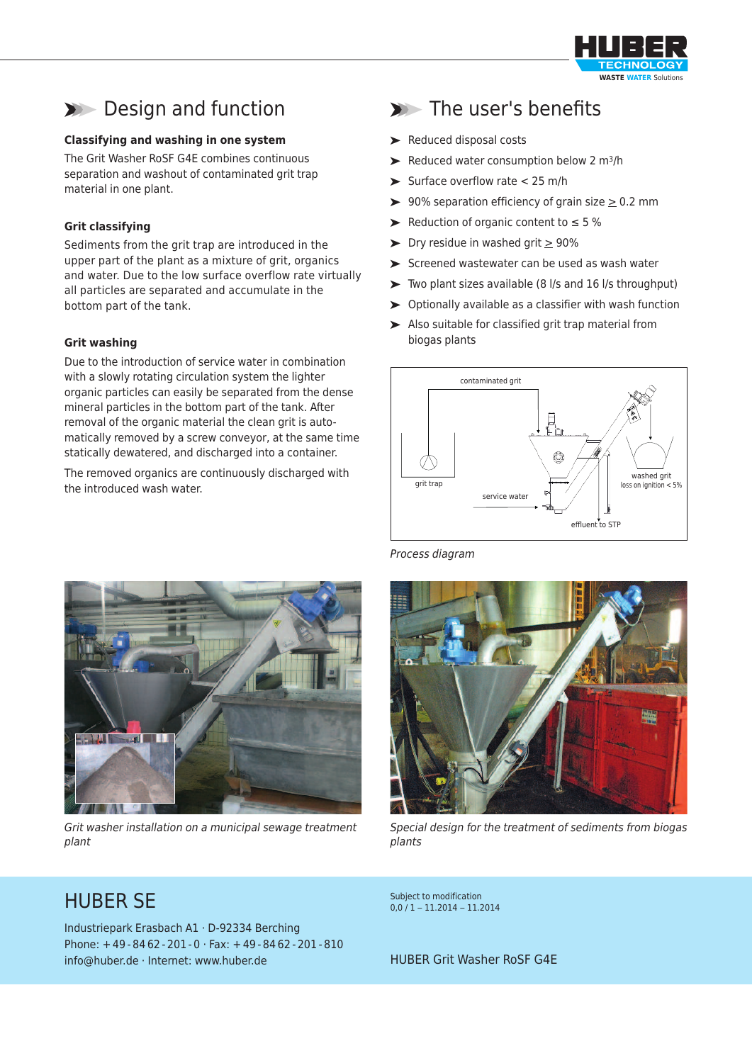## Design and function

**Classifying and washing in one system**

The Grit Washer RoSF G4E combines continuous separation and washout of contaminated grit trap material in one plant.

**Grit classifying**

Sediments from the grit trap are introduced in the upper part of the plant as a mixture of grit, organics and water. Due to the low surface overflow rate virtually all particles are separated and accumulate in the bottom part of the tank.

**Grit washing**

Due to the introduction of service water in combination with a slowly rotating circulation system the lighter organic particles can easily be separated from the dense mineral particles in the bottom part of the tank. After removal of the organic material the clean grit is automatically removed by a screw conveyor, at the same time statically dewatered, and discharged into a container.

The removed organics are continuously discharged with the introduced wash water.

## The user's benefits

- Reduced disposal costs
- Reduced water consumption below 2 $m^3/h$
- Surface overflow rate < 25 m/h
- 90% separation efficiency of grain size ≥ 0.2 mm
- Reduction of organic content to ≤ 5 %
- Dry residue in washed grit ≥ 90%
- Screened wastewater can be used as wash water
- Two plant sizes available (8 l/s and 16 l/s throughput)
- Optionally available as a classifier with wash function
- Also suitable for classified grit trap material from biogas plants

contaminated grit
grit trap
service water
washed grit
loss on ignition < 5%
effluent to STP

*Process diagram*

*Grit washer installation on a municipal sewage treatment plant*

*Special design for the treatment of sediments from biogas plants*

## HUBER SE

Industriepark Erasbach A1 · D-92334 Berching
Phone: + 49 - 84 62 - 201 - 0 · Fax: + 49 - 84 62 - 201 - 810
info@huber.de · Internet: www.huber.de

Subject to modification
0,0 / 1 – 11.2014 – 11.2014

HUBER Grit Washer RoSF G4E